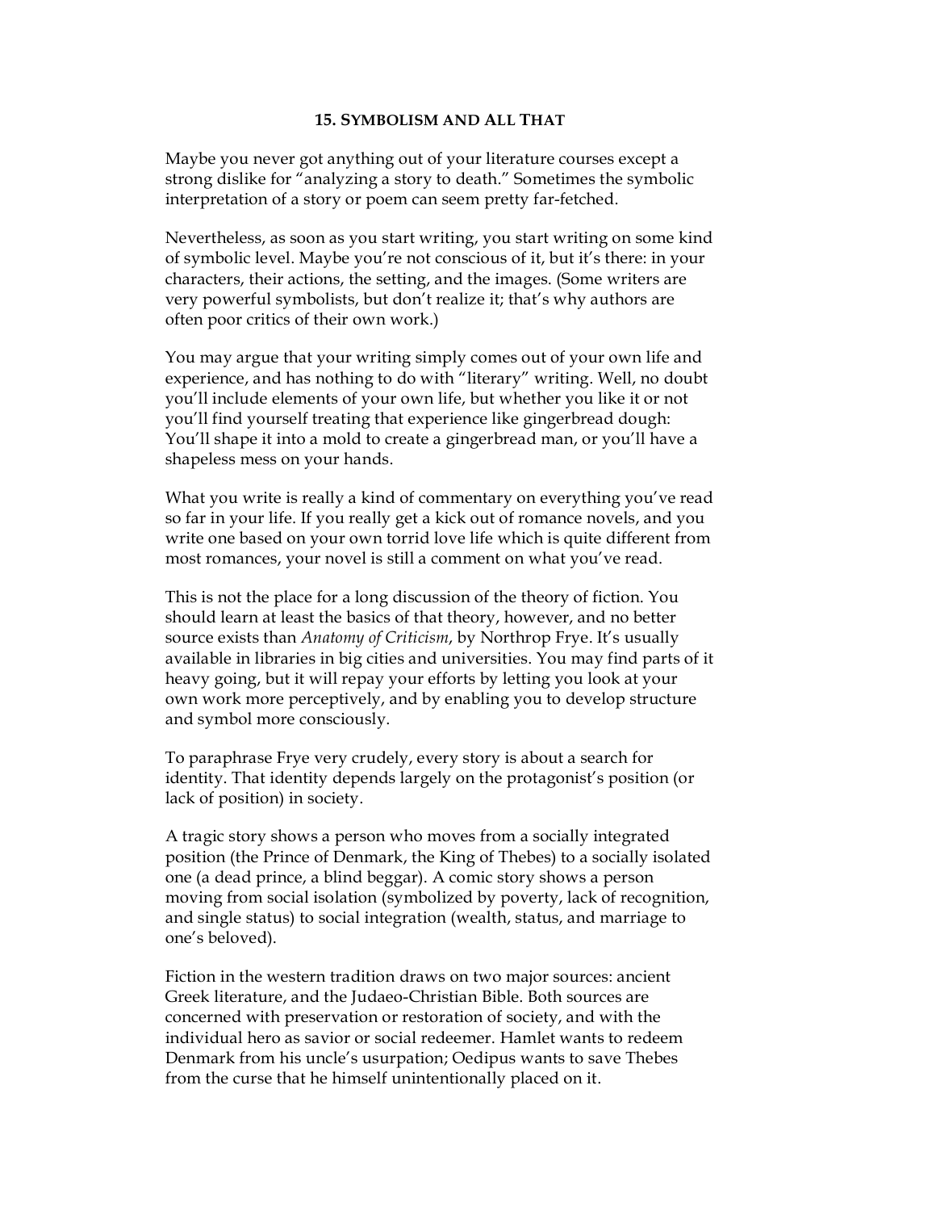## 15. Symbolism and All That

Maybe you never got anything out of your literature courses except a strong dislike for "analyzing a story to death." Sometimes the symbolic interpretation of a story or poem can seem pretty far-fetched.

Nevertheless, as soon as you start writing, you start writing on some kind of symbolic level. Maybe you're not conscious of it, but it's there: in your characters, their actions, the setting, and the images. (Some writers are very powerful symbolists, but don't realize it; that's why authors are often poor critics of their own work.)

You may argue that your writing simply comes out of your own life and experience, and has nothing to do with "literary" writing. Well, no doubt you'll include elements of your own life, but whether you like it or not you'll find yourself treating that experience like gingerbread dough: You'll shape it into a mold to create a gingerbread man, or you'll have a shapeless mess on your hands.

What you write is really a kind of commentary on everything you've read so far in your life. If you really get a kick out of romance novels, and you write one based on your own torrid love life which is quite different from most romances, your novel is still a comment on what you've read.

This is not the place for a long discussion of the theory of fiction. You should learn at least the basics of that theory, however, and no better source exists than *Anatomy of Criticism*, by Northrop Frye. It's usually available in libraries in big cities and universities. You may find parts of it heavy going, but it will repay your efforts by letting you look at your own work more perceptively, and by enabling you to develop structure and symbol more consciously.

To paraphrase Frye very crudely, every story is about a search for identity. That identity depends largely on the protagonist's position (or lack of position) in society.

A tragic story shows a person who moves from a socially integrated position (the Prince of Denmark, the King of Thebes) to a socially isolated one (a dead prince, a blind beggar). A comic story shows a person moving from social isolation (symbolized by poverty, lack of recognition, and single status) to social integration (wealth, status, and marriage to one's beloved).

Fiction in the western tradition draws on two major sources: ancient Greek literature, and the Judaeo-Christian Bible. Both sources are concerned with preservation or restoration of society, and with the individual hero as savior or social redeemer. Hamlet wants to redeem Denmark from his uncle's usurpation; Oedipus wants to save Thebes from the curse that he himself unintentionally placed on it.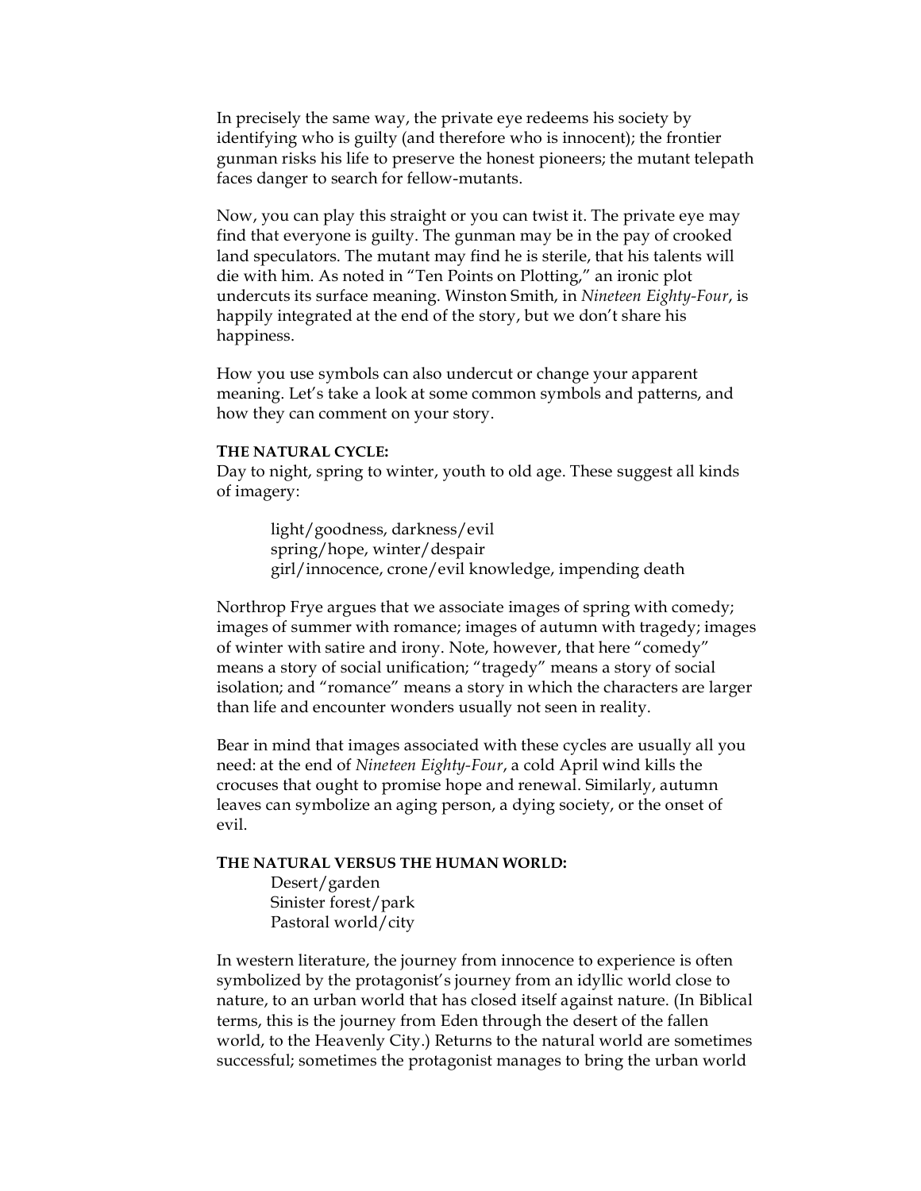In precisely the same way, the private eye redeems his society by identifying who is guilty (and therefore who is innocent); the frontier gunman risks his life to preserve the honest pioneers; the mutant telepath faces danger to search for fellow-mutants.

Now, you can play this straight or you can twist it. The private eye may find that everyone is guilty. The gunman may be in the pay of crooked land speculators. The mutant may find he is sterile, that his talents will die with him. As noted in "Ten Points on Plotting," an ironic plot undercuts its surface meaning. Winston Smith, in *Nineteen Eighty-Four*, is happily integrated at the end of the story, but we don't share his happiness.

How you use symbols can also undercut or change your apparent meaning. Let's take a look at some common symbols and patterns, and how they can comment on your story.

**THE NATURAL CYCLE:**
Day to night, spring to winter, youth to old age. These suggest all kinds of imagery:

> light/goodness, darkness/evil
> spring/hope, winter/despair
> girl/innocence, crone/evil knowledge, impending death

Northrop Frye argues that we associate images of spring with comedy; images of summer with romance; images of autumn with tragedy; images of winter with satire and irony. Note, however, that here "comedy" means a story of social unification; "tragedy" means a story of social isolation; and "romance" means a story in which the characters are larger than life and encounter wonders usually not seen in reality.

Bear in mind that images associated with these cycles are usually all you need: at the end of *Nineteen Eighty-Four*, a cold April wind kills the crocuses that ought to promise hope and renewal. Similarly, autumn leaves can symbolize an aging person, a dying society, or the onset of evil.

**THE NATURAL VERSUS THE HUMAN WORLD:**

> Desert/garden
> Sinister forest/park
> Pastoral world/city

In western literature, the journey from innocence to experience is often symbolized by the protagonist's journey from an idyllic world close to nature, to an urban world that has closed itself against nature. (In Biblical terms, this is the journey from Eden through the desert of the fallen world, to the Heavenly City.) Returns to the natural world are sometimes successful; sometimes the protagonist manages to bring the urban world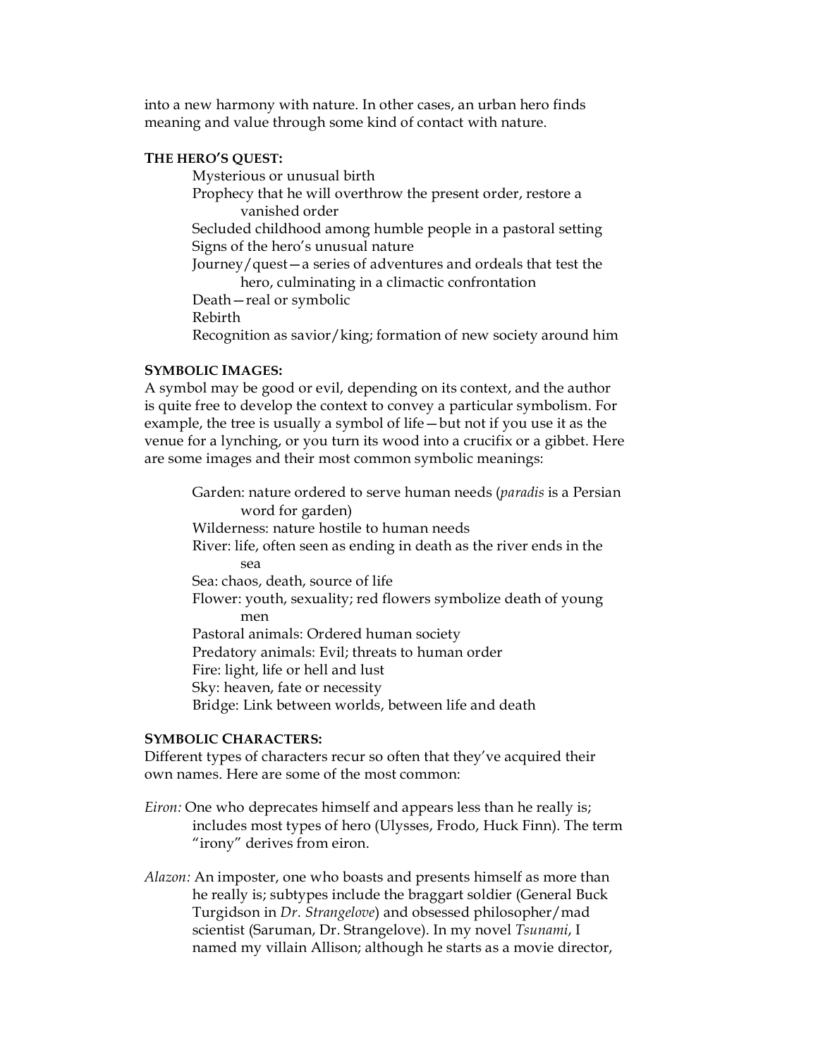into a new harmony with nature. In other cases, an urban hero finds meaning and value through some kind of contact with nature.

**THE HERO'S QUEST:**

- Mysterious or unusual birth
- Prophecy that he will overthrow the present order, restore a vanished order
- Secluded childhood among humble people in a pastoral setting
- Signs of the hero's unusual nature
- Journey/quest—a series of adventures and ordeals that test the hero, culminating in a climactic confrontation
- Death—real or symbolic
- Rebirth
- Recognition as savior/king; formation of new society around him

**SYMBOLIC IMAGES:**

A symbol may be good or evil, depending on its context, and the author is quite free to develop the context to convey a particular symbolism. For example, the tree is usually a symbol of life—but not if you use it as the venue for a lynching, or you turn its wood into a crucifix or a gibbet. Here are some images and their most common symbolic meanings:

- Garden: nature ordered to serve human needs (*paradis* is a Persian word for garden)
- Wilderness: nature hostile to human needs
- River: life, often seen as ending in death as the river ends in the sea
- Sea: chaos, death, source of life
- Flower: youth, sexuality; red flowers symbolize death of young men
- Pastoral animals: Ordered human society
- Predatory animals: Evil; threats to human order
- Fire: light, life or hell and lust
- Sky: heaven, fate or necessity
- Bridge: Link between worlds, between life and death

**SYMBOLIC CHARACTERS:**

Different types of characters recur so often that they've acquired their own names. Here are some of the most common:

*Eiron:* One who deprecates himself and appears less than he really is; includes most types of hero (Ulysses, Frodo, Huck Finn). The term "irony" derives from eiron.

*Alazon:* An imposter, one who boasts and presents himself as more than he really is; subtypes include the braggart soldier (General Buck Turgidson in *Dr. Strangelove*) and obsessed philosopher/mad scientist (Saruman, Dr. Strangelove). In my novel *Tsunami*, I named my villain Allison; although he starts as a movie director,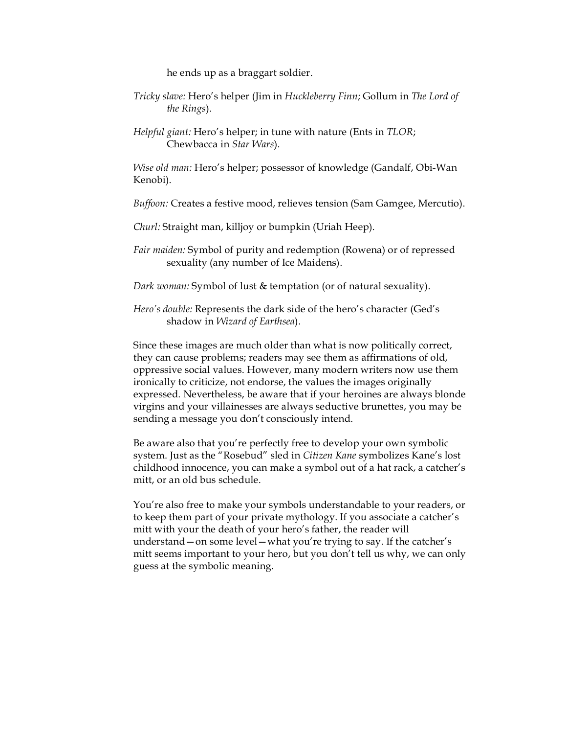he ends up as a braggart soldier.

*Tricky slave:* Hero's helper (Jim in *Huckleberry Finn*; Gollum in *The Lord of the Rings*).

*Helpful giant:* Hero's helper; in tune with nature (Ents in *TLOR*; Chewbacca in *Star Wars*).

*Wise old man:* Hero's helper; possessor of knowledge (Gandalf, Obi-Wan Kenobi).

*Buffoon:* Creates a festive mood, relieves tension (Sam Gamgee, Mercutio).

*Churl:* Straight man, killjoy or bumpkin (Uriah Heep).

*Fair maiden:* Symbol of purity and redemption (Rowena) or of repressed sexuality (any number of Ice Maidens).

*Dark woman:* Symbol of lust & temptation (or of natural sexuality).

*Hero's double:* Represents the dark side of the hero's character (Ged's shadow in *Wizard of Earthsea*).

Since these images are much older than what is now politically correct, they can cause problems; readers may see them as affirmations of old, oppressive social values. However, many modern writers now use them ironically to criticize, not endorse, the values the images originally expressed. Nevertheless, be aware that if your heroines are always blonde virgins and your villainesses are always seductive brunettes, you may be sending a message you don't consciously intend.

Be aware also that you're perfectly free to develop your own symbolic system. Just as the "Rosebud" sled in *Citizen Kane* symbolizes Kane's lost childhood innocence, you can make a symbol out of a hat rack, a catcher's mitt, or an old bus schedule.

You're also free to make your symbols understandable to your readers, or to keep them part of your private mythology. If you associate a catcher's mitt with your the death of your hero's father, the reader will understand—on some level—what you're trying to say. If the catcher's mitt seems important to your hero, but you don't tell us why, we can only guess at the symbolic meaning.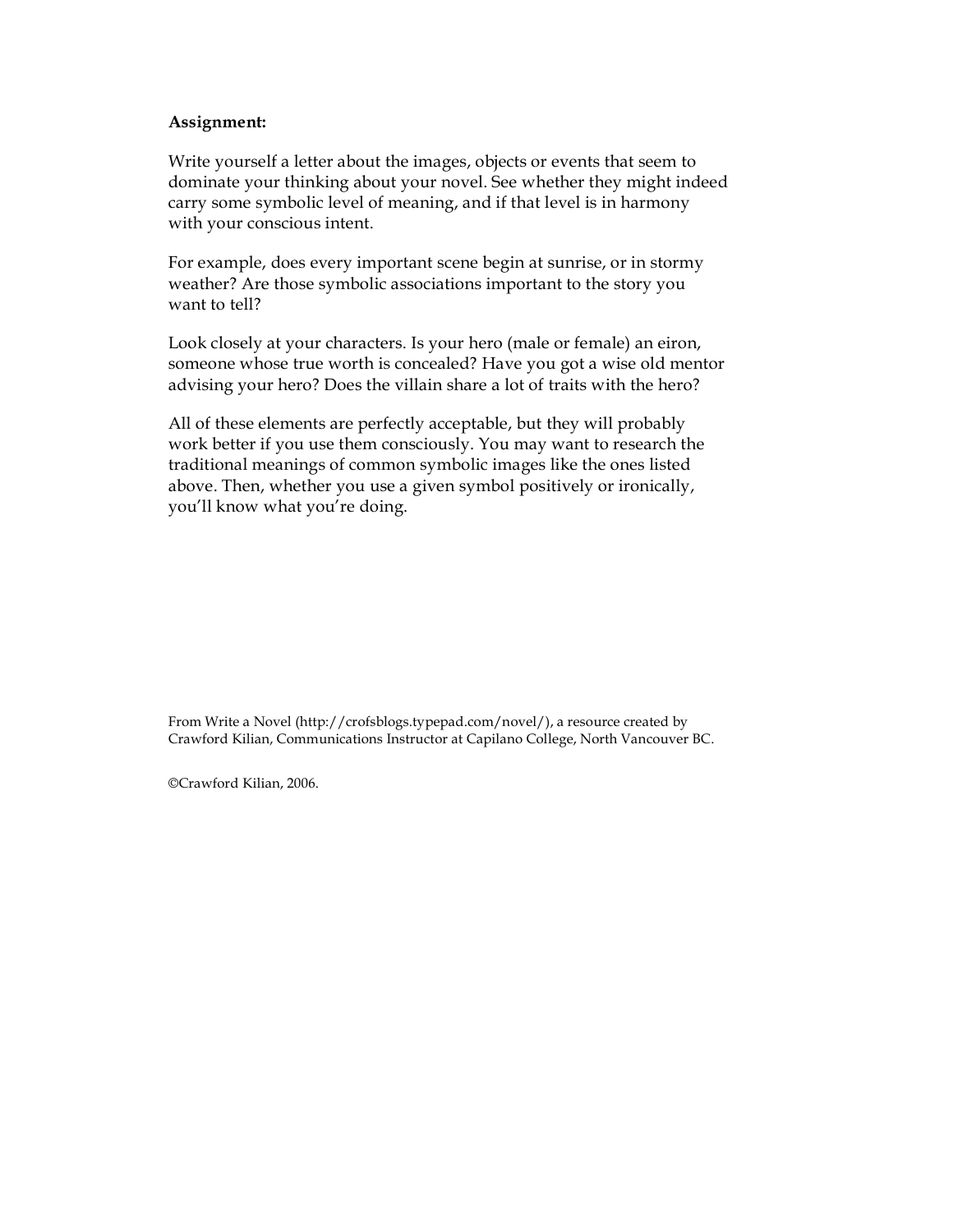**Assignment:**

Write yourself a letter about the images, objects or events that seem to dominate your thinking about your novel. See whether they might indeed carry some symbolic level of meaning, and if that level is in harmony with your conscious intent.

For example, does every important scene begin at sunrise, or in stormy weather? Are those symbolic associations important to the story you want to tell?

Look closely at your characters. Is your hero (male or female) an eiron, someone whose true worth is concealed? Have you got a wise old mentor advising your hero? Does the villain share a lot of traits with the hero?

All of these elements are perfectly acceptable, but they will probably work better if you use them consciously. You may want to research the traditional meanings of common symbolic images like the ones listed above. Then, whether you use a given symbol positively or ironically, you'll know what you're doing.

From Write a Novel (http://crofsblogs.typepad.com/novel/), a resource created by Crawford Kilian, Communications Instructor at Capilano College, North Vancouver BC.

©Crawford Kilian, 2006.